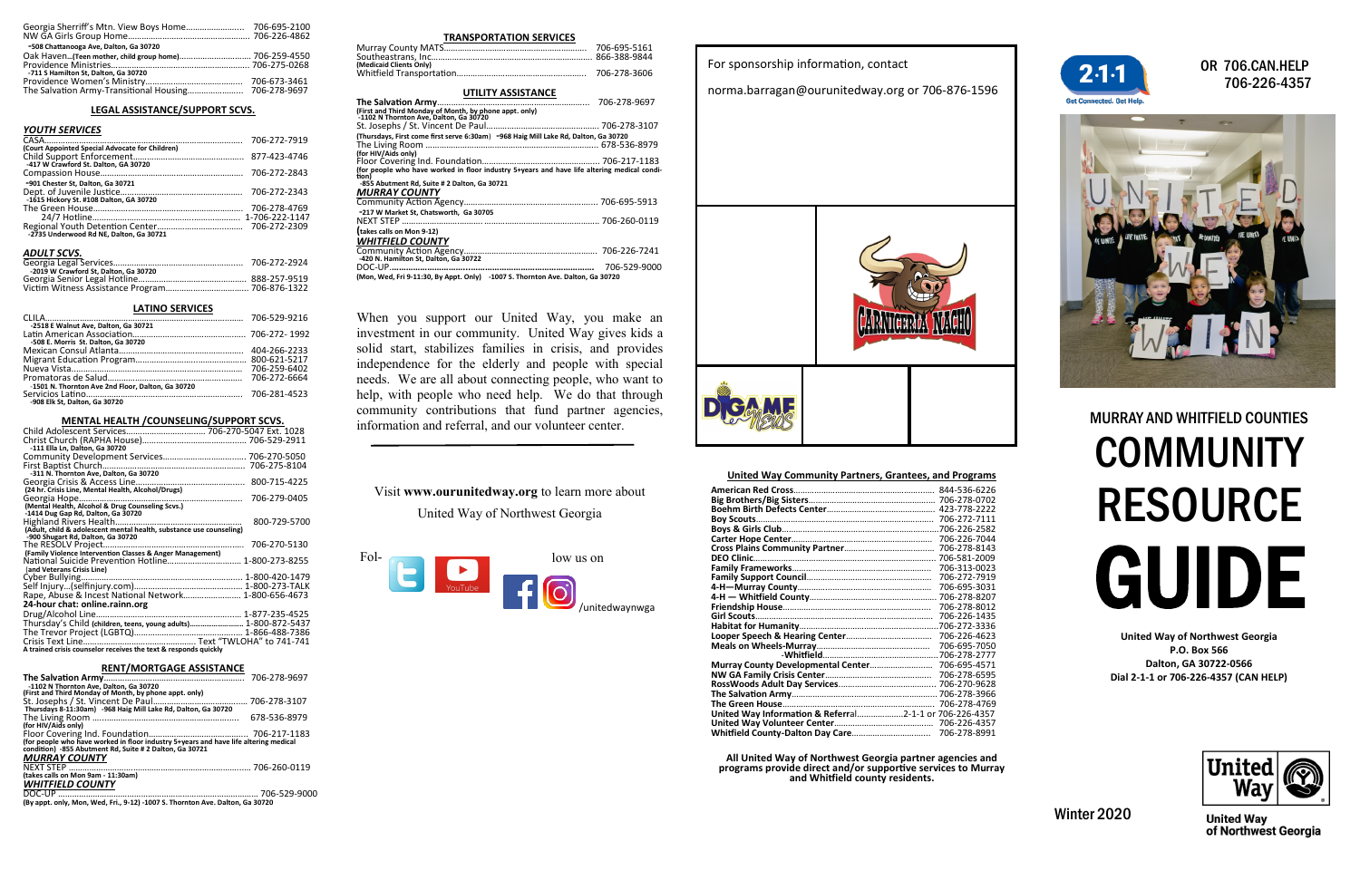Georgia Sherriff's Mtn. View Boys Home........................ 706-695-2100
NW GA Girls Group Home........................ 706-226-4862
-508 Chattanooga Ave, Dalton, Ga 30720
Oak Haven...(Teen mother, child group home)........................ 706-259-4550
Providence Ministries........................ 706-275-0268
-711 S Hamilton St, Dalton, Ga 30720
Providence Women's Ministry........................ 706-673-3461
The Salvation Army-Transitional Housing........................ 706-278-9697

## LEGAL ASSISTANCE/SUPPORT SCVS.

### YOUTH SERVICES

CASA........................ 706-272-7919
(Court Appointed Special Advocate for Children)
Child Support Enforcement........................ 877-423-4746
-417 W Crawford St. Dalton, GA 30720
Compassion House........................ 706-272-2843
-901 Chester St, Dalton, Ga 30721
Dept. of Juvenile Justice........................ 706-272-2343
-1615 Hickory St. #108 Dalton, GA 30720
The Green House........................ 706-278-4769
24/7 Hotline........................ 1-706-222-1147
Regional Youth Detention Center........................ 706-272-2309
-2735 Underwood Rd NE, Dalton, Ga 30721

### ADULT SCVS.

Georgia Legal Services........................ 706-272-2924
-2019 W Crawford St, Dalton, Ga 30720
Georgia Senior Legal Hotline........................ 888-257-9519
Victim Witness Assistance Program........................ 706-876-1322

## LATINO SERVICES

CLILA........................ 706-529-9216
-2518 E Walnut Ave, Dalton, Ga 30721
Latin American Association........................ 706-272- 1992
-508 E. Morris St. Dalton, Ga 30720
Mexican Consul Atlanta........................ 404-266-2233
Migrant Education Program........................ 800-621-5217
Nueva Vista........................ 706-259-6402
Promatoras de Salud........................ 706-272-6664
-1501 N. Thornton Ave 2nd Floor, Dalton, Ga 30720
Servicios Latino........................ 706-281-4523
-908 Elk St, Dalton, Ga 30720

## MENTAL HEALTH /COUNSELING/SUPPORT SCVS.

Child Adolescent Services........................ 706-270-5047 Ext. 1028
Christ Church (RAPHA House)........................ 706-529-2911
-111 Ella Ln, Dalton, Ga 30720
Community Development Services........................ 706-270-5050
First Baptist Church........................ 706-275-8104
-311 N. Thornton Ave, Dalton, Ga 30720
Georgia Crisis & Access Line........................ 800-715-4225
(24 hr. Crisis Line, Mental Health, Alcohol/Drugs)
Georgia Hope........................ 706-279-0405
(Mental Health, Alcohol & Drug Counseling Scvs.)
-1414 Dug Gap Rd, Dalton, Ga 30720
Highland Rivers Health........................ 800-729-5700
(Adult, child & adolescent mental health, substance use counseling)
-900 Shugart Rd, Dalton, Ga 30720
The RESOLV Project........................ 706-270-5130
(Family Violence Intervention Classes & Anger Management)
National Suicide Prevention Hotline........................ 1-800-273-8255
(and Veterans Crisis Line)
Cyber Bullying........................ 1-800-420-1479
Self Injury...(selfinjury.com)........................ 1-800-273-TALK
Rape, Abuse & Incest National Network........................ 1-800-656-4673
**24-hour chat: online.rainn.org**
Drug/Alcohol Line........................ 1-877-235-4525
Thursday's Child (children, teens, young adults)........................ 1-800-872-5437
The Trevor Project (LGBTQ)........................ 1-866-488-7386
Crisis Text Line........................ Text "TWLOHA" to 741-741
**A trained crisis counselor receives the text & responds quickly**

## RENT/MORTGAGE ASSISTANCE

**The Salvation Army**........................ 706-278-9697
-1102 N Thornton Ave, Dalton, Ga 30720
(First and Third Monday of Month, by phone appt. only)
St. Josephs / St. Vincent De Paul........................ 706-278-3107
Thursdays 8-11:30am) -968 Haig Mill Lake Rd, Dalton, Ga 30720
The Living Room........................ 678-536-8979
(for HIV/Aids only)
Floor Covering Ind. Foundation........................ 706-217-1183
(for people who have worked in floor industry 5+years and have life altering medical condition) -855 Abutment Rd, Suite # 2 Dalton, Ga 30721

### MURRAY COUNTY

NEXT STEP........................ 706-260-0119
(takes calls on Mon 9am - 11:30am)

### WHITFIELD COUNTY

DOC-UP........................ 706-529-9000
(By appt. only, Mon, Wed, Fri., 9-12) -1007 S. Thornton Ave. Dalton, Ga 30720

## TRANSPORTATION SERVICES

Murray County MATS........................ 706-695-5161
Southeastrans, Inc........................ 866-388-9844
(Medicaid Clients Only)
Whitfield Transportation........................ 706-278-3606

## UTILITY ASSISTANCE

**The Salvation Army**........................ 706-278-9697
(First and Third Monday of Month, by phone appt. only)
-1102 N Thornton Ave, Dalton, Ga 30720
St. Josephs / St. Vincent De Paul........................ 706-278-3107
(Thursdays, First come first serve 6:30am) -968 Haig Mill Rd, Dalton, Ga 30720
The Living Room........................ 678-536-8979
(for HIV/Aids only)
Floor Covering Ind. Foundation........................ 706-217-1183
(for people who have worked in floor industry 5+years and have life altering medical condition)
-855 Abutment Rd, Suite # 2 Dalton, Ga 30721

### MURRAY COUNTY

Community Action Agency........................ 706-695-5913
-217 W Market St, Chatsworth, Ga 30705
NEXT STEP........................ 706-260-0119
(takes calls on Mon 9-12)

### WHITFIELD COUNTY

Community Action Agency........................ 706-226-7241
-420 N. Hamilton St, Dalton, Ga 30722
DOC-UP........................ 706-529-9000
(Mon, Wed, Fri 9-11:30, By Appt. Only) -1007 S. Thornton Ave. Dalton, Ga 30720

When you support our United Way, you make an investment in our community. United Way gives kids a solid start, stabilizes families in crisis, and provides independence for the elderly and people with special needs. We are all about connecting people, who want to help, with people who need help. We do that through community contributions that fund partner agencies, information and referral, and our volunteer center.

Visit **www.ourunitedway.org** to learn more about United Way of Northwest Georgia

Follow us on /unitedwaynwga

For sponsorship information, contact

norma.barragan@ourunitedway.org or 706-876-1596

CARNICERIA NACHO

DIGAME NEWS

## United Way Community Partners, Grantees, and Programs

**American Red Cross**........................ 844-536-6226
**Big Brothers/Big Sisters**........................ 706-278-0702
**Boehm Birth Defects Center**........................ 423-778-2222
**Boy Scouts**........................ 706-272-7111
**Boys & Girls Club**........................ 706-226-2582
**Carter Hope Center**........................ 706-226-7044
**Cross Plains Community Partner**........................ 706-278-8143
**DEO Clinic**........................ 706-581-2009
**Family Frameworks**........................ 706-313-0023
**Family Support Council**........................ 706-272-7919
**4-H—Murray County**........................ 706-695-3031
**4-H — Whitfield County**........................ 706-278-8207
**Friendship House**........................ 706-278-8012
**Girl Scouts**........................ 706-226-1435
**Habitat for Humanity**........................ 706-272-3336
**Looper Speech & Hearing Center**........................ 706-226-4623
**Meals on Wheels-Murray**........................ 706-695-7050
**-Whitfield**........................ 706-278-2777
**Murray County Developmental Center**........................ 706-695-4571
**NW GA Family Crisis Center**........................ 706-278-6595
**RossWoods Adult Day Services**........................ 706-270-9628
**The Salvation Army**........................ 706-278-3966
**The Green House**........................ 706-278-4769
**United Way Information & Referral**........................ 2-1-1 or 706-226-4357
**United Way Volunteer Center**........................ 706-226-4357
**Whitfield County-Dalton Day Care**........................ 706-278-8991

**All United Way of Northwest Georgia partner agencies and programs provide direct and/or supportive services to Murray and Whitfield county residents.**

2-1-1 Get Connected. Get Help.

OR 706.CAN.HELP 706-226-4357

# MURRAY AND WHITFIELD COUNTIES COMMUNITY RESOURCE GUIDE

**United Way of Northwest Georgia**
**P.O. Box 566**
**Dalton, GA 30722-0566**
**Dial 2-1-1 or 706-226-4357 (CAN HELP)**

Winter 2020

United Way of Northwest Georgia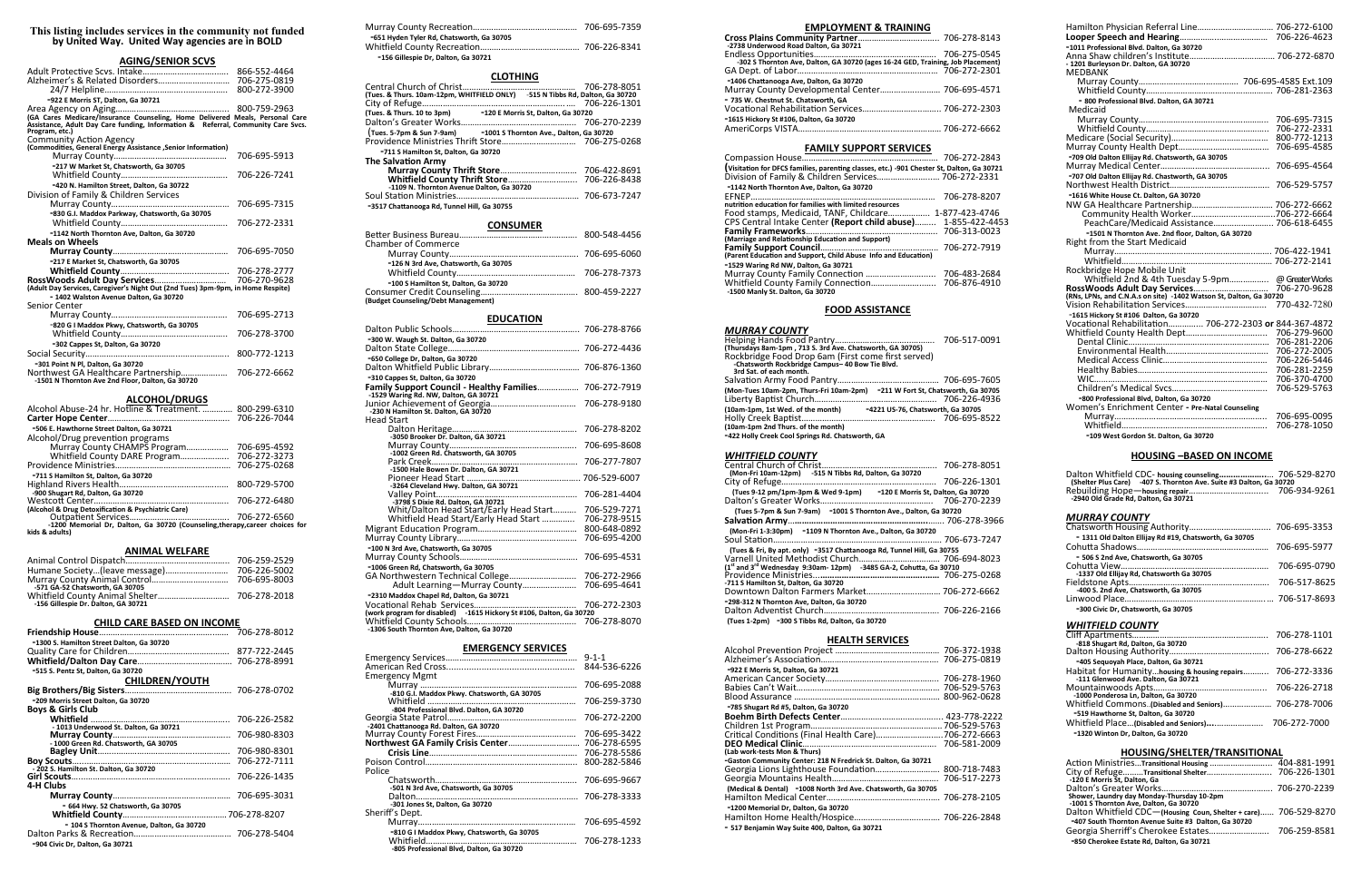**This listing includes services in the community not funded by United Way. United Way agencies are in BOLD**

## AGING/SENIOR SCVS

Adult Protective Svcs. Intake .................. 866-552-4464
Alzheimer's & Related Disorders .................. 706-275-0819
24/7 Helpline .................. 800-272-3900
~922 E Morris ST, Dalton, Ga 30721
Area Agency on Aging .................. 800-759-2963
(GA Cares Medicare/Insurance Counseling, Home Delivered Meals, Personal Care Assistance, Adult Day Care funding, Information & Referral, Community Care Svcs. Program, etc.)
Community Action Agency
(Commodities, General Energy Assistance ,Senior Information)
Murray County .................. 706-695-5913
~217 W Market St, Chatsworth, Ga 30705
Whitfield County .................. 706-226-7241
~420 N. Hamilton Street, Dalton, Ga 30722
Division of Family & Children Services
Murray County .................. 706-695-7315
~830 G.I. Maddox Parkway, Chatsworth, Ga 30705
Whitfield County .................. 706-272-2331
~1142 North Thornton Ave, Dalton, Ga 30720
**Meals on Wheels**
**Murray County** .................. 706-695-7050
~217 E Market St, Chatsworth, Ga 30705
**Whitfield County** .................. 706-278-2777
**RossWoods Adult Day Services** .................. 706-270-9628
(Adult Day Services, Caregiver's Night Out (2nd Tues) 3pm-9pm, In Home Respite)
~ 1402 Walston Avenue Dalton, Ga 30720
Senior Center
Murray County .................. 706-695-2713
~820 G I Maddox Pkwy, Chatsworth, Ga 30705
Whitfield County .................. 706-278-3700
~302 Cappes St, Dalton, Ga 30720
Social Security .................. 800-772-1213
~301 Point N Pl, Dalton, Ga 30720
Northwest GA Healthcare Partnership .................. 706-272-6662
~1501 N Thornton Ave 2nd Floor, Dalton, Ga 30720

## ALCOHOL/DRUGS

Alcohol Abuse-24 hr. Hotline & Treatment. .................. 800-299-6310
**Carter Hope Center** .................. 706-226-7044
~506 E. Hawthorne Street Dalton, Ga 30721
Alcohol/Drug prevention programs
Murray County CHAMPS Program .................. 706-695-4592
Whitfield County DARE Program .................. 706-272-3273
Providence Ministries .................. 706-275-0268
~711 S Hamilton St, Dalton, Ga 30720
Highland Rivers Health .................. 800-729-5700
~900 Shugart Rd, Dalton, Ga 30720
Westcott Center .................. 706-272-6480
(Alcohol & Drug Detoxification & Psychiatric Care)
Outpatient Services .................. 706-272-6560
~1200 Memorial Dr, Dalton, Ga 30720 (Counseling,therapy,career choices for kids & adults)

## ANIMAL WELFARE

Animal Control Dispatch .................. 706-259-2529
Humane Society...(leave message) .................. 706-226-5002
Murray County Animal Control .................. 706-695-8003
~571 GA-52 Chatsworth, GA 30705
Whitfield County Animal Shelter .................. 706-278-2018
~156 Gillespie Dr. Dalton, GA 30721

## CHILD CARE BASED ON INCOME

**Friendship House** .................. 706-278-8012
~1300 S. Hamilton Street Dalton, Ga 30720
Quality Care for Children .................. 877-722-2445
**Whitfield/Dalton Day Care** .................. 706-278-8991
~515 S. Pentz St, Dalton, Ga 30720

## CHILDREN/YOUTH

**Big Brothers/Big Sisters** .................. 706-278-0702
~209 Morris Street Dalton, Ga 30720
**Boys & Girls Club**
**Whitfield** .................. 706-226-2582
~ 1013 Underwood St. Dalton, Ga 30721
**Murray County** .................. 706-980-8303
~ 1000 Green Rd. Chatsworth, Ga 30705
**Bagley Unit** .................. 706-980-8301
**Boy Scouts** .................. 706-272-7111
~ 202 S. Hamilton St. Dalton, Ga 30720
**Girl Scouts** .................. 706-226-1435
**4-H Clubs**
**Murray County** .................. 706-695-3031
~ 664 Hwy. 52 Chatsworth, Ga 30705
**Whitfield County** .................. 706-278-8207
~ 104 S Thornton Avenue, Dalton, Ga 30720
Dalton Parks & Recreation .................. 706-278-5404
~904 Civic Dr, Dalton, Ga 30721
Murray County Recreation .................. 706-695-7359
~651 Hyden Tyler Rd, Chatsworth, Ga 30705
Whitfield County Recreation .................. 706-226-8341
~156 Gillespie Dr, Dalton, Ga 30721

## CLOTHING

Central Church of Christ .................. 706-278-8051
(Tues. & Thurs. 10am-12pm, WHITFIELD ONLY) ~515 N Tibbs Rd, Dalton, Ga 30720
City of Refuge .................. 706-226-1301
(Tues. & Thurs. 10 to 3pm) ~120 E Morris St, Dalton, Ga 30720
Dalton's Greater Works .................. 706-270-2239
(Tues. 5-7pm & Sun 7-9am) ~1001 S Thornton Ave., Dalton, Ga 30720
Providence Ministries Thrift Store .................. 706-275-0268
~711 S Hamilton St, Dalton, Ga 30720
**The Salvation Army**
**Murray County Thrift Store** .................. 706-422-8691
**Whitfield County Thrift Store** .................. 706-226-8438
~1109 N. Thornton Avenue Dalton, Ga 30720
Soul Station Ministries .................. 706-673-7247
~3517 Chattanooga Rd, Tunnel Hill, Ga 30755

## CONSUMER

Better Business Bureau .................. 800-548-4456
Chamber of Commerce
Murray County .................. 706-695-6060
~126 N 3rd Ave, Chatsworth, Ga 30705
Whitfield County .................. 706-278-7373
~100 S Hamilton St, Dalton, Ga 30720
Consumer Credit Counseling .................. 800-459-2227
(Budget Counseling/Debt Management)

## EDUCATION

Dalton Public Schools .................. 706-278-8766
~300 W. Waugh St. Dalton, Ga 30720
Dalton State College .................. 706-272-4436
~650 College Dr, Dalton, Ga 30720
Dalton Whitfield Public Library .................. 706-876-1360
~310 Cappes St, Dalton, Ga 30720
**Family Support Council - Healthy Families** .................. 706-272-7919
~1529 Waring Rd. NW, Dalton, GA 30721
Junior Achievement of Georgia .................. 706-278-9180
~230 N Hamilton St. Dalton, Ga 30720
Head Start
Dalton Heritage .................. 706-278-8202
~3050 Brooker Dr. Dalton, Ga 30721
Murray County .................. 706-695-8608
~1002 Green Rd. Chatsworth, Ga 30705
Park Creek .................. 706-277-7807
~1500 Hale Bowen Dr. Dalton, Ga 30721
Pioneer Head Start .................. 706-529-6007
~3264 Cleveland Hwy. Dalton, Ga 30721
Valley Point .................. 706-281-4404
~3798 S Dixie Rd. Dalton, Ga 30721
Whit/Dalton Head Start/Early Head Start .................. 706-529-7271
Whitfield Head Start/Early Head Start .................. 706-278-9515
Migrant Education Program .................. 800-648-0892
Murray County Library .................. 706-695-4200
~100 N 3rd Ave, Chatsworth, Ga 30705
Murray County Schools .................. 706-695-4531
~1006 Green Rd, Chatsworth, Ga 30705
GA Northwestern Technical College .................. 706-272-2966
Adult Learning—Murray County .................. 706-695-4641
~2310 Maddox Chapel Rd, Dalton, Ga 30721
Vocational Rehab Services .................. 706-272-2303
(work program for disabled) ~1615 Hickory St #106, Dalton, Ga 30720
Whitfield County Schools .................. 706-278-8070
~1306 South Thornton Ave, Dalton, Ga 30720

## EMERGENCY SERVICES

Emergency Services .................. 9-1-1
American Red Cross .................. 844-536-6226
Emergency Mgmt
Murray .................. 706-695-2088
~810 G.I. Maddox Pkwy. Chatsworth, GA 30705
Whitfield .................. 706-259-3730
~804 Professional Blvd. Dalton, GA 30720
Georgia State Patrol .................. 706-272-2200
~2401 Chattanooga Rd. Dalton, GA 30720
Murray County Forest Fires .................. 706-695-3422
**Northwest GA Family Crisis Center** .................. 706-278-6595
**Crisis Line** .................. 706-278-5586
Poison Control .................. 800-282-5846
Police
Chatsworth .................. 706-695-9667
~501 N 3rd Ave, Chatsworth, Ga 30705
Dalton .................. 706-278-3333
~301 Jones St, Dalton, Ga 30720
Sheriff's Dept.
Murray .................. 706-695-4592
~810 G I Maddox Pkwy, Chatsworth, Ga 30705
Whitfield .................. 706-278-1233
~805 Professional Blvd, Dalton Ga 30720

## EMPLOYMENT & TRAINING

**Cross Plains Community Partner** .................. 706-278-8143
~2738 Underwood Road Dalton, Ga 30721
Endless Opportunities .................. 706-275-0545
~302 S Thornton Ave, Dalton, Ga 30720 (ages 16-24 GED, Training, Job Placement)
GA Dept. of Labor .................. 706-272-2301
~1406 Chattanooga Ave, Dalton, Ga 30720
Murray County Developmental Center .................. 706-695-4571
~ 735 W. Chestnut St. Chatsworth, GA
Vocational Rehabilitation Services .................. 706-272-2303
~1615 Hickory St #106, Dalton Ga 30720
AmeriCorps VISTA .................. 706-272-6662

## FAMILY SUPPORT SERVICES

Compassion House .................. 706-272-2843
(Visitation for DFCS families, parenting classes, etc.) ~901 Chester St, Dalton, Ga 30721
Division of Family & Children Services .................. 706-272-2331
~1142 North Thornton Ave, Dalton, Ga 30720
EFNEP .................. 706-278-8207
nutrition education for families with limited resources
Food stamps, Medicaid, TANF, Childcare .................. 1-877-423-4746
CPS Central Intake Center **(Report child abuse)** .................. 1-855-422-4453
**Family Frameworks** .................. 706-313-0023
(Marriage and Relationship Education and Support)
**Family Support Council** .................. 706-272-7919
(Parent Education and Support, Child Abuse Info and Education)
~1529 Waring Rd NW, Dalton, Ga 30721
Murray County Family Connection .................. 706-483-2684
Whitfield County Family Connection .................. 706-876-4910
~1500 Manly St. Dalton, Ga 30720

## FOOD ASSISTANCE

### *MURRAY COUNTY*

Helping Hands Food Pantry .................. 706-517-0091
(Thursdays 8am-1pm , 713 S. 3rd Ave. Chatsworth, GA 30705)
Rockbridge Food Drop 6am (First come first served)
~Chatsworth Rockbridge Campus– 40 Bow Tie Blvd.
3rd Sat. of each month.
Salvation Army Food Pantry .................. 706-695-7605
(Mon-Tues 10am-2pm, Thurs-Fri 10am-2pm) ~211 W Fort St, Chatsworth, Ga 30705
Liberty Baptist Church .................. 706-226-4936
(10am-1pm, 1st Wed. of the month) ~4221 US-76, Chatsworth, Ga 30705
Holly Creek Baptist .................. 706-695-8522
(10am-1pm 2nd Thurs. of the month)
~422 Holly Creek Cool Springs Rd. Chatsworth, GA

### *WHITFIELD COUNTY*

Central Church of Christ .................. 706-278-8051
(Mon-Fri 10am-12pm) ~515 N Tibbs Rd, Dalton, Ga 30720
City of Refuge .................. 706-226-1301
(Tues 9-12 pm/1pm-3pm & Wed 9-1pm) ~120 E Morris St, Dalton, Ga 30720
Dalton's Greater Works .................. 706-270-2239
(Tues 5-7pm & Sun 7-9am) ~1001 S Thornton Ave., Dalton, Ga 30720
**Salvation Army** .................. 706-278-3966
(Mon-Fri 1-3:30pm) ~1109 N Thornton Ave., Dalton, Ga 30720
Soul Station .................. 706-673-7247
(Tues & Fri, By appt. only) ~3517 Chattanooga Rd, Tunnel Hill, Ga 30755
Varnell United Methodist Church .................. 706-694-8023
(1st and 3rd Wednesday 9:30am- 12pm) ~3485 GA-2, Cohutta, Ga 30710
Providence Ministries .................. 706-275-0268
~711 S Hamilton St, Dalton, Ga 30720
Downtown Dalton Farmers Market .................. 706-272-6662
~298-312 N Thornton Ave, Dalton, Ga 30720
Dalton Adventist Church .................. 706-226-2166
(Tues 1-2pm) ~300 S Tibbs Rd, Dalton, Ga 30720

## HEALTH SERVICES

Alcohol Prevention Project .................. 706-372-1938
Alzheimer's Association .................. 706-275-0819
~922 E Morris St, Dalton, Ga 30721
American Cancer Society .................. 706-278-1960
Babies Can't Wait .................. 706-529-5763
Blood Assurance .................. 800-962-0628
~785 Shugart Rd #5, Dalton, Ga 30720
**Boehm Birth Defects Center** .................. 423-778-2222
Children 1st Program .................. 706-529-5763
Critical Conditions (Final Health Care) .................. 706-272-6663
**DEO Medical Clinic** .................. 706-581-2009
(Lab work-tests Mon & Thurs)
~Gaston Community Center: 218 N Fredrick St. Dalton, Ga 30721
Georgia Lions Lighthouse Foundation .................. 800-718-7483
Georgia Mountains Health .................. 706-517-2273
(Medical & Dental) ~1008 North 3rd Ave. Chatsworth, Ga 30705
Hamilton Medical Center .................. 706-278-2105
~1200 Memorial Dr, Dalton, Ga 30720
Hamilton Home Health/Hospice .................. 706-226-2848
~ 517 Benjamin Way Suite 400, Dalton, Ga 30721
Hamilton Physician Referral Line .................. 706-272-6100
**Looper Speech and Hearing** .................. 706-226-4623
~1011 Professional Blvd. Dalton, Ga 30720
Anna Shaw children's Institute .................. 706-272-6870
~ 1201 Burleyson Dr. Dalton, GA 30720
MEDBANK
Murray County .................. 706-695-4585 Ext.109
Whitfield County .................. 706-281-2363
~ 800 Professional Blvd. Dalton, GA 30721
Medicaid
Murray County .................. 706-695-7315
Whitfield County .................. 706-272-2331
Medicare (Social Security) .................. 800-772-1213
Murray County Health Dept. .................. 706-695-4585
~709 Old Dalton Ellijay Rd. Chatsworth, GA 30705
Murray Medical Center .................. 706-695-4564
~707 Old Dalton Ellijay Rd. Chatsworth, GA 30705
Northwest Health District .................. 706-529-5757
~1616 White House Ct. Dalton, GA 30720
NW GA Healthcare Partnership .................. 706-272-6662
Community Health Worker .................. 706-272-6664
PeachCare/Medicaid Assistance .................. 706-618-6455
~1501 N Thornton Ave. 2nd floor, Dalton, GA 30720
Right from the Start Medicaid
Murray .................. 706-422-1941
Whitfield .................. 706-272-2141
Rockbridge Hope Mobile Unit
Whitfield 2nd & 4th Tuesday 5-9pm .................. @ Greater Works
**RossWoods Adult Day Services** .................. 706-270-9628
(RNs, LPNs, and C.N.A.s on site) ~1402 Watson St, Dalton, Ga 30720
Vision Rehabilitation Services .................. 770-432-7280
~1615 Hickory St #106 Dalton, Ga 30720
Vocational Rehabilitation .................. 706-272-2303 **or** 844-367-4872
Whitfield County Health Dept. .................. 706-279-9600
Dental Clinic .................. 706-281-2206
Environmental Health .................. 706-272-2005
Medical Access Clinic .................. 706-226-5446
Healthy Babies .................. 706-281-2259
WIC .................. 706-370-4700
Children's Medical Svcs .................. 706-529-5763
~800 Professional Blvd, Dalton, Ga 30720
Women's Enrichment Center ~ Pre-Natal Counseling
Murray .................. 706-695-0095
Whitfield .................. 706-278-1050
~109 West Gordon St. Dalton, Ga 30720

## HOUSING –BASED ON INCOME

Dalton Whitfield CDC- housing counseling .................. 706-529-8270
(Shelter Plus Care) ~407 S. Thornton Ave. Suite #3 Dalton, Ga 30720
Rebuilding Hope—housing repair .................. 706-934-9261
~2940 Old Grade Rd, Dalton, Ga 30721

### *MURRAY COUNTY*

Chatsworth Housing Authority .................. 706-695-3353
~ 1311 Old Dalton Ellijay Rd #19, Chatsworth, Ga 30705
Cohutta Shadows .................. 706-695-5977
~ 506 S 2nd Ave, Chatsworth, Ga 30705
Cohutta View .................. 706-695-0790
~1337 Old Ellijay Rd, Chatsworth Ga 30705
Fieldstone Apts .................. 706-517-8625
~400 S. 2nd Ave, Chatsworth, Ga 30705
Linwood Place .................. 706-517-8693
~300 Civic Dr, Chatsworth, Ga 30705

### *WHITFIELD COUNTY*

Cliff Apartments .................. 706-278-1101
~818 Shugart Rd, Dalton, Ga 30720
Dalton Housing Authority .................. 706-278-6622
~405 Sequoyah Place, Dalton, Ga 30721
Habitat for Humanity...housing & housing repairs .................. 706-272-3336
~111 Glenwood Ave. Dalton, Ga 30721
Mountainwoods Apts .................. 706-226-2718
~1000 Ponderosa Ln, Dalton, Ga 30720
Whitfield Commons..(Disabled and Seniors) .................. 706-278-7006
~519 Hawthorne St, Dalton, Ga 30720
Whitfield Place...(Disabled and Seniors) .................. 706-272-7000
~1320 Winton Dr, Dalton, Ga 30720

## HOUSING/SHELTER/TRANSITIONAL

Action Ministries...Transitional Housing .................. 404-881-1991
City of Refuge...... Transitional Shelter .................. 706-226-1301
~120 E Morris St, Dalton, Ga
Dalton's Greater Works .................. 706-270-2239
Shower, Laundry day Monday-Thursday 10-2pm
~1001 S Thornton Ave, Dalton, Ga 30720
Dalton Whitfield CDC—(Housing Coun, Shelter + care) .................. 706-529-8270
~407 South Thornton Avenue Suite #3 Dalton, Ga 30720
Georgia Sherriff's Cherokee Estates .................. 706-259-8581
~850 Cherokee Estate Rd, Dalton, Ga 30721